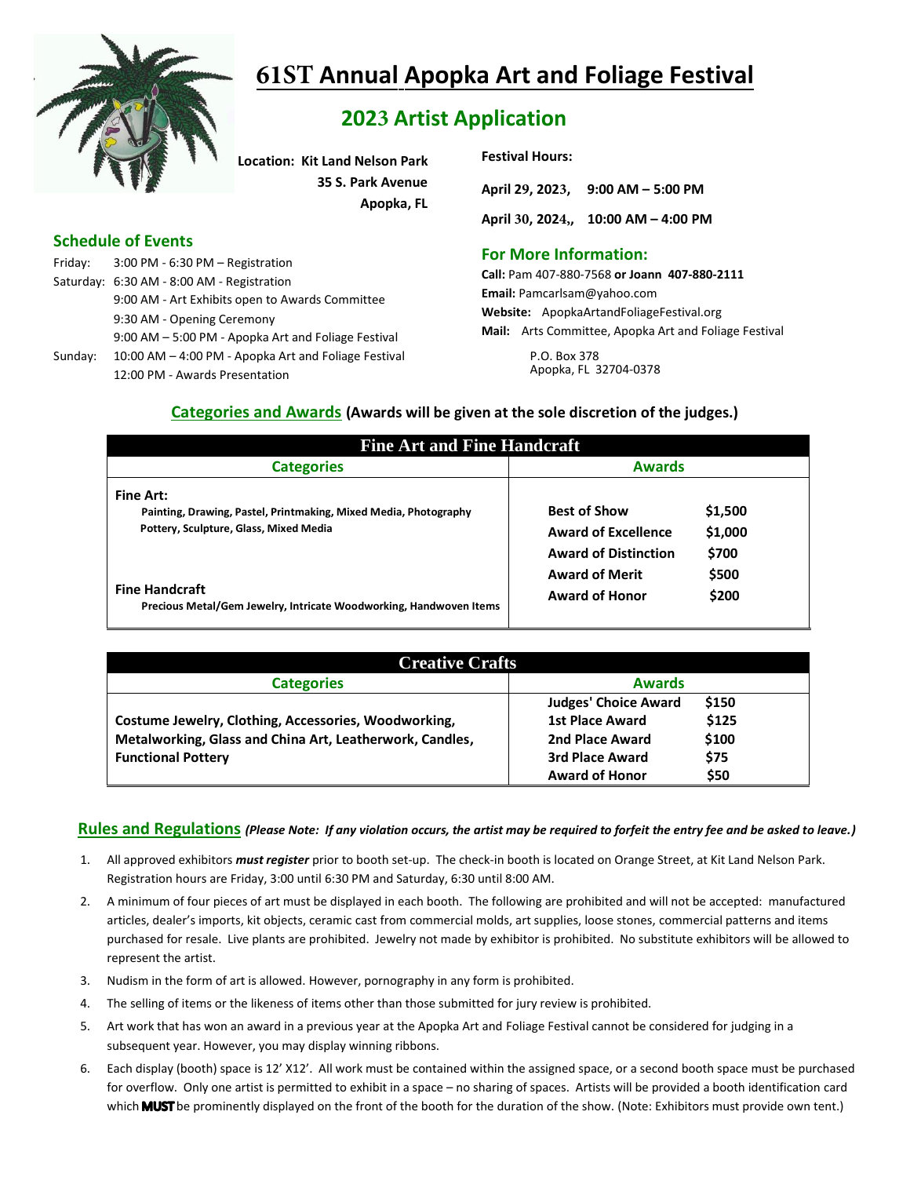# 61ST Annual Apopka Art and Foliage Festival

## 2023 Artist Application

**Location: Kit Land Nelson Park**
**35 S. Park Avenue**
**Apopka, FL**

**Festival Hours:**

**April 29, 2023, 9:00 AM – 5:00 PM**

**April 30, 2024,, 10:00 AM – 4:00 PM**

### Schedule of Events

Friday: 3:00 PM - 6:30 PM – Registration
Saturday: 6:30 AM - 8:00 AM - Registration
9:00 AM - Art Exhibits open to Awards Committee
9:30 AM - Opening Ceremony
9:00 AM – 5:00 PM - Apopka Art and Foliage Festival
Sunday: 10:00 AM – 4:00 PM - Apopka Art and Foliage Festival
12:00 PM - Awards Presentation

### For More Information:

**Call:** Pam 407-880-7568 **or Joann 407-880-2111**
**Email:** Pamcarlsam@yahoo.com
**Website:** ApopkaArtandFoliageFestival.org
**Mail:** Arts Committee, Apopka Art and Foliage Festival
P.O. Box 378
Apopka, FL 32704-0378

### Categories and Awards (Awards will be given at the sole discretion of the judges.)

| Fine Art and Fine Handcraft | | |
|---|---|---|
| **Categories** | **Awards** | |
| **Fine Art:** Painting, Drawing, Pastel, Printmaking, Mixed Media, Photography, Pottery, Sculpture, Glass, Mixed Media | Best of Show | $1,500 |
| | Award of Excellence | $1,000 |
| | Award of Distinction | $700 |
| | Award of Merit | $500 |
| **Fine Handcraft:** Precious Metal/Gem Jewelry, Intricate Woodworking, Handwoven Items | Award of Honor | $200 |

| Creative Crafts | | |
|---|---|---|
| **Categories** | **Awards** | |
| Costume Jewelry, Clothing, Accessories, Woodworking, Metalworking, Glass and China Art, Leatherwork, Candles, Functional Pottery | Judges' Choice Award | $150 |
| | 1st Place Award | $125 |
| | 2nd Place Award | $100 |
| | 3rd Place Award | $75 |
| | Award of Honor | $50 |

### Rules and Regulations *(Please Note: If any violation occurs, the artist may be required to forfeit the entry fee and be asked to leave.)*

1. All approved exhibitors ***must register*** prior to booth set-up. The check-in booth is located on Orange Street, at Kit Land Nelson Park. Registration hours are Friday, 3:00 until 6:30 PM and Saturday, 6:30 until 8:00 AM.
2. A minimum of four pieces of art must be displayed in each booth. The following are prohibited and will not be accepted: manufactured articles, dealer's imports, kit objects, ceramic cast from commercial molds, art supplies, loose stones, commercial patterns and items purchased for resale. Live plants are prohibited. Jewelry not made by exhibitor is prohibited. No substitute exhibitors will be allowed to represent the artist.
3. Nudism in the form of art is allowed. However, pornography in any form is prohibited.
4. The selling of items or the likeness of items other than those submitted for jury review is prohibited.
5. Art work that has won an award in a previous year at the Apopka Art and Foliage Festival cannot be considered for judging in a subsequent year. However, you may display winning ribbons.
6. Each display (booth) space is 12' X12'. All work must be contained within the assigned space, or a second booth space must be purchased for overflow. Only one artist is permitted to exhibit in a space – no sharing of spaces. Artists will be provided a booth identification card which **MUST** be prominently displayed on the front of the booth for the duration of the show. (Note: Exhibitors must provide own tent.)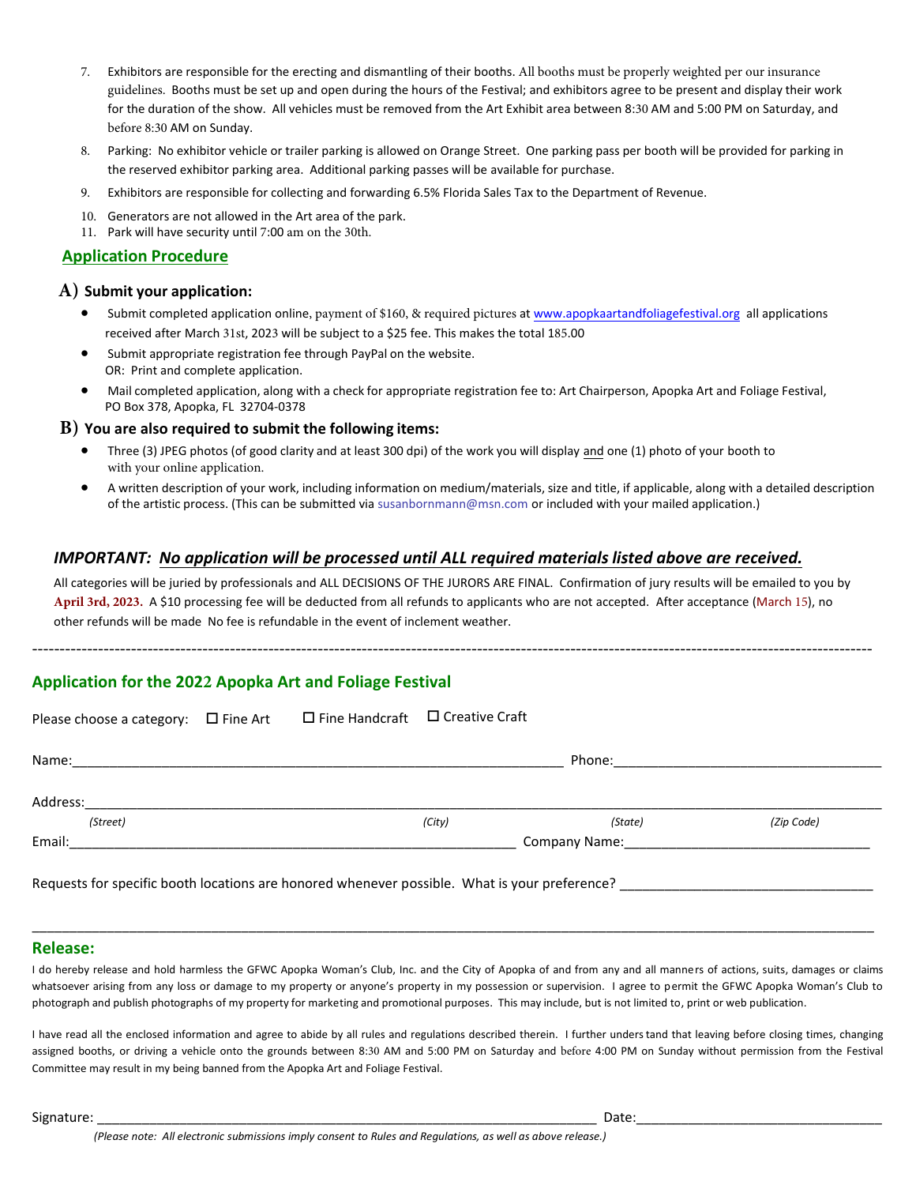7. Exhibitors are responsible for the erecting and dismantling of their booths. All booths must be properly weighted per our insurance guidelines. Booths must be set up and open during the hours of the Festival; and exhibitors agree to be present and display their work for the duration of the show. All vehicles must be removed from the Art Exhibit area between 8:30 AM and 5:00 PM on Saturday, and before 8:30 AM on Sunday.
8. Parking: No exhibitor vehicle or trailer parking is allowed on Orange Street. One parking pass per booth will be provided for parking in the reserved exhibitor parking area. Additional parking passes will be available for purchase.
9. Exhibitors are responsible for collecting and forwarding 6.5% Florida Sales Tax to the Department of Revenue.
10. Generators are not allowed in the Art area of the park.
11. Park will have security until 7:00 am on the 30th.

## Application Procedure

### A) Submit your application:

- Submit completed application online, payment of $160, & required pictures at www.apopkaartandfoliagefestival.org all applications received after March 31st, 2023 will be subject to a $25 fee. This makes the total 185.00
- Submit appropriate registration fee through PayPal on the website.
  OR: Print and complete application.
- Mail completed application, along with a check for appropriate registration fee to: Art Chairperson, Apopka Art and Foliage Festival, PO Box 378, Apopka, FL 32704-0378

### B) You are also required to submit the following items:

- Three (3) JPEG photos (of good clarity and at least 300 dpi) of the work you will display and one (1) photo of your booth to with your online application.
- A written description of your work, including information on medium/materials, size and title, if applicable, along with a detailed description of the artistic process. (This can be submitted via susanbornmann@msn.com or included with your mailed application.)

***IMPORTANT: No application will be processed until ALL required materials listed above are received.***

All categories will be juried by professionals and ALL DECISIONS OF THE JURORS ARE FINAL. Confirmation of jury results will be emailed to you by **April 3rd, 2023.** A $10 processing fee will be deducted from all refunds to applicants who are not accepted. After acceptance (March 15), no other refunds will be made No fee is refundable in the event of inclement weather.

---

## Application for the 2022 Apopka Art and Foliage Festival

Please choose a category: ☐ Fine Art ☐ Fine Handcraft ☐ Creative Craft

Name:\_\_\_\_\_\_\_\_\_\_\_\_\_\_\_\_\_\_\_\_\_\_\_\_\_\_\_\_\_\_\_\_ Phone:\_\_\_\_\_\_\_\_\_\_\_\_\_\_\_\_\_\_\_\_

Address:\_\_\_\_\_\_\_\_\_\_\_\_\_\_\_\_\_\_\_\_\_\_\_\_\_\_\_\_\_\_\_\_\_\_\_\_\_\_\_\_\_\_\_\_\_\_\_\_\_\_\_\_

*(Street) (City) (State) (Zip Code)*

Email:\_\_\_\_\_\_\_\_\_\_\_\_\_\_\_\_\_\_\_\_\_\_\_\_\_\_\_\_\_\_\_\_ Company Name:\_\_\_\_\_\_\_\_\_\_\_\_\_\_\_\_\_\_\_\_

Requests for specific booth locations are honored whenever possible. What is your preference? \_\_\_\_\_\_\_\_\_\_\_\_\_\_\_\_\_\_\_\_

\_\_\_\_\_\_\_\_\_\_\_\_\_\_\_\_\_\_\_\_\_\_\_\_\_\_\_\_\_\_\_\_\_\_\_\_\_\_\_\_\_\_\_\_\_\_\_\_\_\_\_\_\_\_\_\_\_\_

## Release:

I do hereby release and hold harmless the GFWC Apopka Woman's Club, Inc. and the City of Apopka of and from any and all manners of actions, suits, damages or claims whatsoever arising from any loss or damage to my property or anyone's property in my possession or supervision. I agree to permit the GFWC Apopka Woman's Club to photograph and publish photographs of my property for marketing and promotional purposes. This may include, but is not limited to, print or web publication.

I have read all the enclosed information and agree to abide by all rules and regulations described therein. I further understand that leaving before closing times, changing assigned booths, or driving a vehicle onto the grounds between 8:30 AM and 5:00 PM on Saturday and before 4:00 PM on Sunday without permission from the Festival Committee may result in my being banned from the Apopka Art and Foliage Festival.

Signature: \_\_\_\_\_\_\_\_\_\_\_\_\_\_\_\_\_\_\_\_\_\_\_\_\_\_\_\_\_\_\_\_\_\_\_\_ Date:\_\_\_\_\_\_\_\_\_\_\_\_\_\_\_\_\_\_\_\_

*(Please note: All electronic submissions imply consent to Rules and Regulations, as well as above release.)*